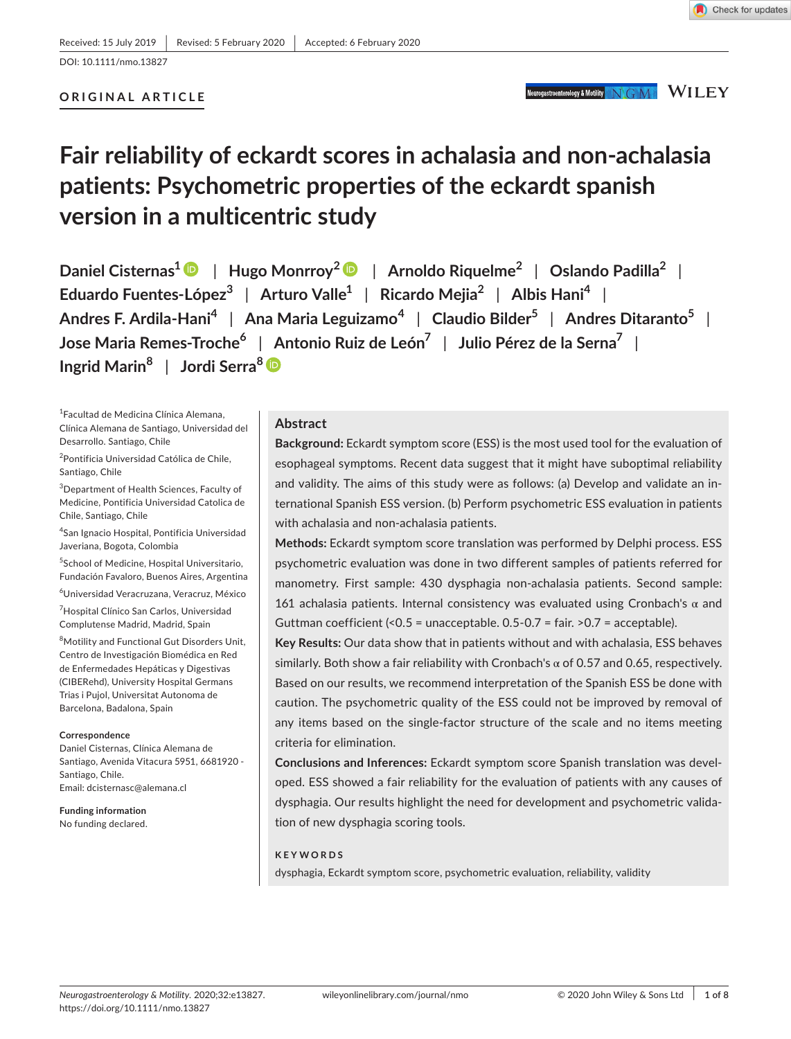Received: 15 July 2019 | Revised: 5 February 2020 | Accepted: 6 February 2020

DOI: 10.1111/nmo.13827

ORIGINAL ARTICLE

# Fair reliability of eckardt scores in achalasia and non-achalasia patients: Psychometric properties of the eckardt spanish version in a multicentric study

Daniel Cisternas[1] | Hugo Monrroy[2] | Arnoldo Riquelme[2] | Oslando Padilla[2] | Eduardo Fuentes-López[3] | Arturo Valle[1] | Ricardo Mejia[2] | Albis Hani[4] | Andres F. Ardila-Hani[4] | Ana Maria Leguizamo[4] | Claudio Bilder[5] | Andres Ditaranto[5] | Jose Maria Remes-Troche[6] | Antonio Ruiz de León[7] | Julio Pérez de la Serna[7] | Ingrid Marin[8] | Jordi Serra[8]

[1]Facultad de Medicina Clínica Alemana, Clínica Alemana de Santiago, Universidad del Desarrollo. Santiago, Chile

[2]Pontificia Universidad Católica de Chile, Santiago, Chile

[3]Department of Health Sciences, Faculty of Medicine, Pontificia Universidad Catolica de Chile, Santiago, Chile

[4]San Ignacio Hospital, Pontificia Universidad Javeriana, Bogota, Colombia

[5]School of Medicine, Hospital Universitario, Fundación Favaloro, Buenos Aires, Argentina

[6]Universidad Veracruzana, Veracruz, México

[7]Hospital Clínico San Carlos, Universidad Complutense Madrid, Madrid, Spain

[8]Motility and Functional Gut Disorders Unit, Centro de Investigación Biomédica en Red de Enfermedades Hepáticas y Digestivas (CIBERehd), University Hospital Germans Trias i Pujol, Universitat Autonoma de Barcelona, Badalona, Spain

**Correspondence**
Daniel Cisternas, Clínica Alemana de Santiago, Avenida Vitacura 5951, 6681920 - Santiago, Chile.
Email: dcisternasc@alemana.cl

**Funding information**
No funding declared.

## Abstract

**Background:** Eckardt symptom score (ESS) is the most used tool for the evaluation of esophageal symptoms. Recent data suggest that it might have suboptimal reliability and validity. The aims of this study were as follows: (a) Develop and validate an international Spanish ESS version. (b) Perform psychometric ESS evaluation in patients with achalasia and non-achalasia patients.

**Methods:** Eckardt symptom score translation was performed by Delphi process. ESS psychometric evaluation was done in two different samples of patients referred for manometry. First sample: 430 dysphagia non-achalasia patients. Second sample: 161 achalasia patients. Internal consistency was evaluated using Cronbach's α and Guttman coefficient (<0.5 = unacceptable. 0.5-0.7 = fair. >0.7 = acceptable).

**Key Results:** Our data show that in patients without and with achalasia, ESS behaves similarly. Both show a fair reliability with Cronbach's α of 0.57 and 0.65, respectively. Based on our results, we recommend interpretation of the Spanish ESS be done with caution. The psychometric quality of the ESS could not be improved by removal of any items based on the single-factor structure of the scale and no items meeting criteria for elimination.

**Conclusions and Inferences:** Eckardt symptom score Spanish translation was developed. ESS showed a fair reliability for the evaluation of patients with any causes of dysphagia. Our results highlight the need for development and psychometric validation of new dysphagia scoring tools.

**KEYWORDS**

dysphagia, Eckardt symptom score, psychometric evaluation, reliability, validity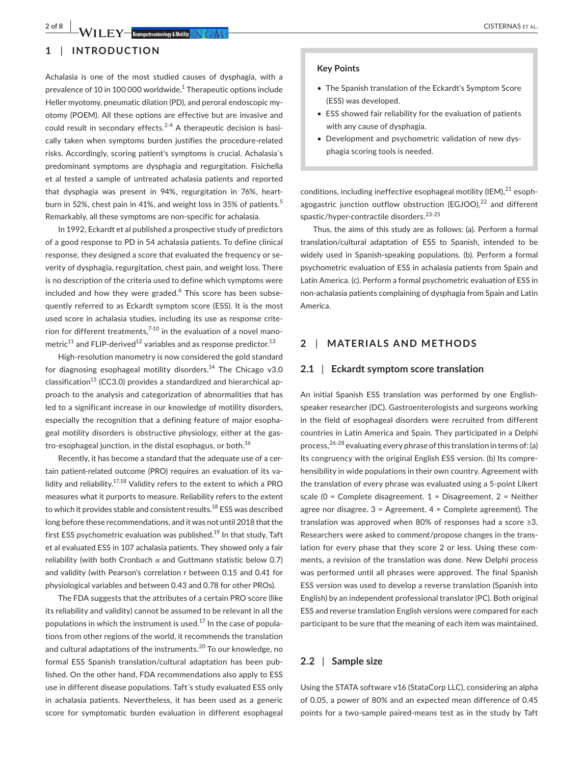## 1 | INTRODUCTION

Achalasia is one of the most studied causes of dysphagia, with a prevalence of 10 in 100 000 worldwide.[1] Therapeutic options include Heller myotomy, pneumatic dilation (PD), and peroral endoscopic myotomy (POEM). All these options are effective but are invasive and could result in secondary effects.[2-4] A therapeutic decision is basically taken when symptoms burden justifies the procedure-related risks. Accordingly, scoring patient's symptoms is crucial. Achalasia´s predominant symptoms are dysphagia and regurgitation. Fisichella et al tested a sample of untreated achalasia patients and reported that dysphagia was present in 94%, regurgitation in 76%, heartburn in 52%, chest pain in 41%, and weight loss in 35% of patients.[5] Remarkably, all these symptoms are non-specific for achalasia.

In 1992, Eckardt et al published a prospective study of predictors of a good response to PD in 54 achalasia patients. To define clinical response, they designed a score that evaluated the frequency or severity of dysphagia, regurgitation, chest pain, and weight loss. There is no description of the criteria used to define which symptoms were included and how they were graded.[6] This score has been subsequently referred to as Eckardt symptom score (ESS). It is the most used score in achalasia studies, including its use as response criterion for different treatments,[7-10] in the evaluation of a novel manometric[11] and FLIP-derived[12] variables and as response predictor.[13]

High-resolution manometry is now considered the gold standard for diagnosing esophageal motility disorders.[14] The Chicago v3.0 classification[15] (CC3.0) provides a standardized and hierarchical approach to the analysis and categorization of abnormalities that has led to a significant increase in our knowledge of motility disorders, especially the recognition that a defining feature of major esophageal motility disorders is obstructive physiology, either at the gastro-esophageal junction, in the distal esophagus, or both.[16]

Recently, it has become a standard that the adequate use of a certain patient-related outcome (PRO) requires an evaluation of its validity and reliability.[17,18] Validity refers to the extent to which a PRO measures what it purports to measure. Reliability refers to the extent to which it provides stable and consistent results.[18] ESS was described long before these recommendations, and it was not until 2018 that the first ESS psychometric evaluation was published.[19] In that study, Taft et al evaluated ESS in 107 achalasia patients. They showed only a fair reliability (with both Cronbach α and Guttmann statistic below 0.7) and validity (with Pearson's correlation r between 0.15 and 0.41 for physiological variables and between 0.43 and 0.78 for other PROs).

The FDA suggests that the attributes of a certain PRO score (like its reliability and validity) cannot be assumed to be relevant in all the populations in which the instrument is used.[17] In the case of populations from other regions of the world, it recommends the translation and cultural adaptations of the instruments.[20] To our knowledge, no formal ESS Spanish translation/cultural adaptation has been published. On the other hand, FDA recommendations also apply to ESS use in different disease populations. Taft´s study evaluated ESS only in achalasia patients. Nevertheless, it has been used as a generic score for symptomatic burden evaluation in different esophageal conditions, including ineffective esophageal motility (IEM),[21] esophagogastric junction outflow obstruction (EGJOO),[22] and different spastic/hyper-contractile disorders.[23-25]

> **Key Points**
>
> - The Spanish translation of the Eckardt's Symptom Score (ESS) was developed.
> - ESS showed fair reliability for the evaluation of patients with any cause of dysphagia.
> - Development and psychometric validation of new dysphagia scoring tools is needed.

Thus, the aims of this study are as follows: (a). Perform a formal translation/cultural adaptation of ESS to Spanish, intended to be widely used in Spanish-speaking populations. (b). Perform a formal psychometric evaluation of ESS in achalasia patients from Spain and Latin America. (c). Perform a formal psychometric evaluation of ESS in non-achalasia patients complaining of dysphagia from Spain and Latin America.

## 2 | MATERIALS AND METHODS

### 2.1 | Eckardt symptom score translation

An initial Spanish ESS translation was performed by one English-speaker researcher (DC). Gastroenterologists and surgeons working in the field of esophageal disorders were recruited from different countries in Latin America and Spain. They participated in a Delphi process,[26-28] evaluating every phrase of this translation in terms of: (a) Its congruency with the original English ESS version. (b) Its comprehensibility in wide populations in their own country. Agreement with the translation of every phrase was evaluated using a 5-point Likert scale (0 = Complete disagreement. 1 = Disagreement. 2 = Neither agree nor disagree. 3 = Agreement. 4 = Complete agreement). The translation was approved when 80% of responses had a score ≥3. Researchers were asked to comment/propose changes in the translation for every phase that they score 2 or less. Using these comments, a revision of the translation was done. New Delphi process was performed until all phrases were approved. The final Spanish ESS version was used to develop a reverse translation (Spanish into English) by an independent professional translator (PC). Both original ESS and reverse translation English versions were compared for each participant to be sure that the meaning of each item was maintained.

### 2.2 | Sample size

Using the STATA software v16 (StataCorp LLC), considering an alpha of 0.05, a power of 80% and an expected mean difference of 0.45 points for a two-sample paired-means test as in the study by Taft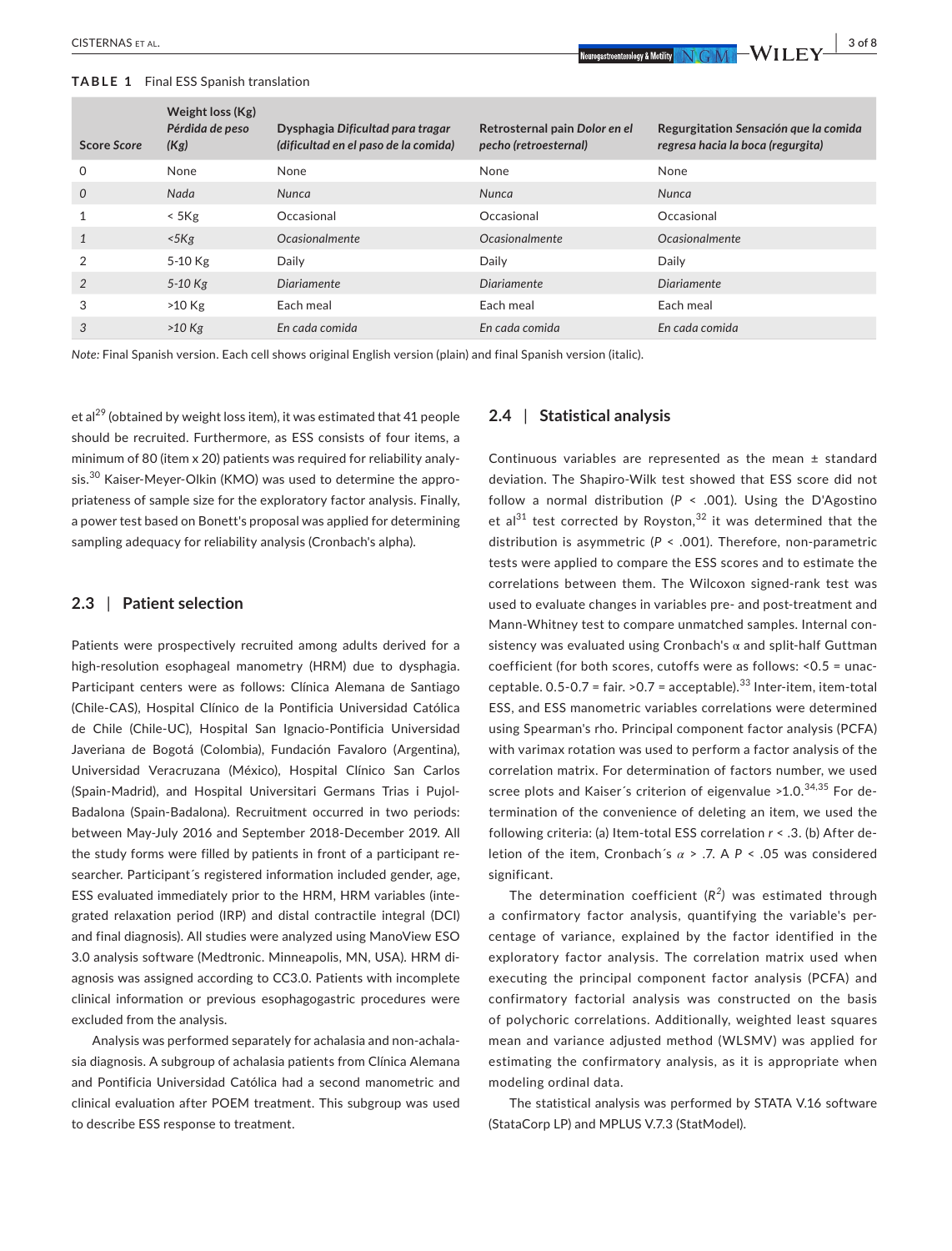**TABLE 1** Final ESS Spanish translation

| Score *Score* | Weight loss (Kg) *Pérdida de peso (Kg)* | Dysphagia *Dificultad para tragar (dificultad en el paso de la comida)* | Retrosternal pain *Dolor en el pecho (retroesternal)* | Regurgitation *Sensación que la comida regresa hacia la boca (regurgita)* |
|---|---|---|---|---|
| 0 | None | None | None | None |
| *0* | *Nada* | *Nunca* | *Nunca* | *Nunca* |
| 1 | < 5Kg | Occasional | Occasional | Occasional |
| *1* | *<5Kg* | *Ocasionalmente* | *Ocasionalmente* | *Ocasionalmente* |
| 2 | 5-10 Kg | Daily | Daily | Daily |
| *2* | *5-10 Kg* | *Diariamente* | *Diariamente* | *Diariamente* |
| 3 | >10 Kg | Each meal | Each meal | Each meal |
| *3* | *>10 Kg* | *En cada comida* | *En cada comida* | *En cada comida* |

*Note:* Final Spanish version. Each cell shows original English version (plain) and final Spanish version (italic).

et al[29] (obtained by weight loss item), it was estimated that 41 people should be recruited. Furthermore, as ESS consists of four items, a minimum of 80 (item x 20) patients was required for reliability analysis.[30] Kaiser-Meyer-Olkin (KMO) was used to determine the appropriateness of sample size for the exploratory factor analysis. Finally, a power test based on Bonett's proposal was applied for determining sampling adequacy for reliability analysis (Cronbach's alpha).

### 2.3 | Patient selection

Patients were prospectively recruited among adults derived for a high-resolution esophageal manometry (HRM) due to dysphagia. Participant centers were as follows: Clínica Alemana de Santiago (Chile-CAS), Hospital Clínico de la Pontificia Universidad Católica de Chile (Chile-UC), Hospital San Ignacio-Pontificia Universidad Javeriana de Bogotá (Colombia), Fundación Favaloro (Argentina), Universidad Veracruzana (México), Hospital Clínico San Carlos (Spain-Madrid), and Hospital Universitari Germans Trias i Pujol-Badalona (Spain-Badalona). Recruitment occurred in two periods: between May-July 2016 and September 2018-December 2019. All the study forms were filled by patients in front of a participant researcher. Participant´s registered information included gender, age, ESS evaluated immediately prior to the HRM, HRM variables (integrated relaxation period (IRP) and distal contractile integral (DCI) and final diagnosis). All studies were analyzed using ManoView ESO 3.0 analysis software (Medtronic. Minneapolis, MN, USA). HRM diagnosis was assigned according to CC3.0. Patients with incomplete clinical information or previous esophagogastric procedures were excluded from the analysis.

Analysis was performed separately for achalasia and non-achalasia diagnosis. A subgroup of achalasia patients from Clínica Alemana and Pontificia Universidad Católica had a second manometric and clinical evaluation after POEM treatment. This subgroup was used to describe ESS response to treatment.

### 2.4 | Statistical analysis

Continuous variables are represented as the mean ± standard deviation. The Shapiro-Wilk test showed that ESS score did not follow a normal distribution ($P < .001$). Using the D'Agostino et al[31] test corrected by Royston,[32] it was determined that the distribution is asymmetric ($P < .001$). Therefore, non-parametric tests were applied to compare the ESS scores and to estimate the correlations between them. The Wilcoxon signed-rank test was used to evaluate changes in variables pre- and post-treatment and Mann-Whitney test to compare unmatched samples. Internal consistency was evaluated using Cronbach's α and split-half Guttman coefficient (for both scores, cutoffs were as follows: <0.5 = unacceptable. 0.5-0.7 = fair. >0.7 = acceptable).[33] Inter-item, item-total ESS, and ESS manometric variables correlations were determined using Spearman's rho. Principal component factor analysis (PCFA) with varimax rotation was used to perform a factor analysis of the correlation matrix. For determination of factors number, we used scree plots and Kaiser´s criterion of eigenvalue >1.0.[34,35] For determination of the convenience of deleting an item, we used the following criteria: (a) Item-total ESS correlation $r < .3$. (b) After deletion of the item, Cronbach´s $\alpha > .7$. A $P < .05$ was considered significant.

The determination coefficient ($R^2$) was estimated through a confirmatory factor analysis, quantifying the variable's percentage of variance, explained by the factor identified in the exploratory factor analysis. The correlation matrix used when executing the principal component factor analysis (PCFA) and confirmatory factorial analysis was constructed on the basis of polychoric correlations. Additionally, weighted least squares mean and variance adjusted method (WLSMV) was applied for estimating the confirmatory analysis, as it is appropriate when modeling ordinal data.

The statistical analysis was performed by STATA V.16 software (StataCorp LP) and MPLUS V.7.3 (StatModel).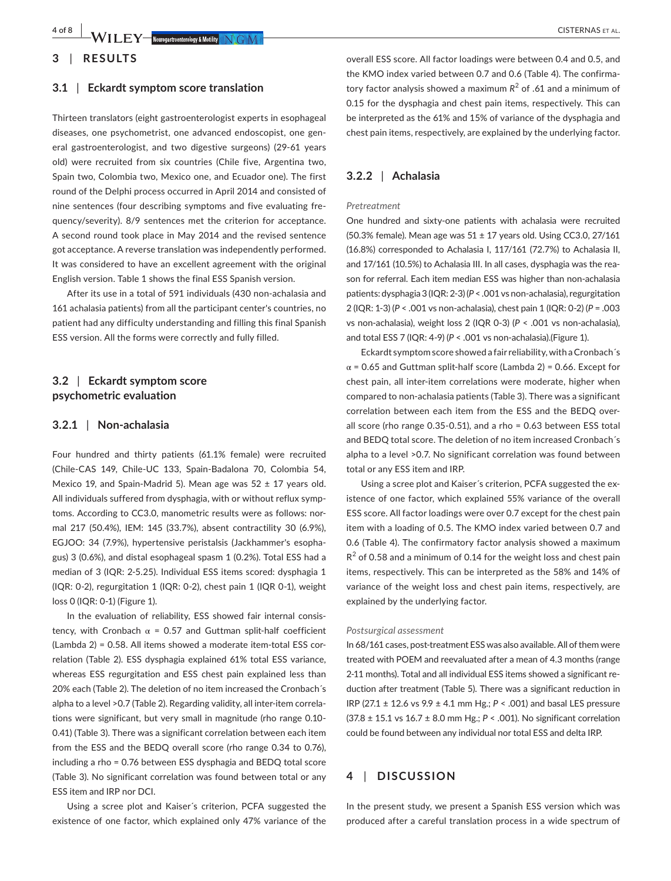# 3 | RESULTS

## 3.1 | Eckardt symptom score translation

Thirteen translators (eight gastroenterologist experts in esophageal diseases, one psychometrist, one advanced endoscopist, one general gastroenterologist, and two digestive surgeons) (29-61 years old) were recruited from six countries (Chile five, Argentina two, Spain two, Colombia two, Mexico one, and Ecuador one). The first round of the Delphi process occurred in April 2014 and consisted of nine sentences (four describing symptoms and five evaluating frequency/severity). 8/9 sentences met the criterion for acceptance. A second round took place in May 2014 and the revised sentence got acceptance. A reverse translation was independently performed. It was considered to have an excellent agreement with the original English version. Table 1 shows the final ESS Spanish version.

After its use in a total of 591 individuals (430 non-achalasia and 161 achalasia patients) from all the participant center's countries, no patient had any difficulty understanding and filling this final Spanish ESS version. All the forms were correctly and fully filled.

## 3.2 | Eckardt symptom score psychometric evaluation

### 3.2.1 | Non-achalasia

Four hundred and thirty patients (61.1% female) were recruited (Chile-CAS 149, Chile-UC 133, Spain-Badalona 70, Colombia 54, Mexico 19, and Spain-Madrid 5). Mean age was 52 ± 17 years old. All individuals suffered from dysphagia, with or without reflux symptoms. According to CC3.0, manometric results were as follows: normal 217 (50.4%), IEM: 145 (33.7%), absent contractility 30 (6.9%), EGJOO: 34 (7.9%), hypertensive peristalsis (Jackhammer's esophagus) 3 (0.6%), and distal esophageal spasm 1 (0.2%). Total ESS had a median of 3 (IQR: 2-5.25). Individual ESS items scored: dysphagia 1 (IQR: 0-2), regurgitation 1 (IQR: 0-2), chest pain 1 (IQR 0-1), weight loss 0 (IQR: 0-1) (Figure 1).

In the evaluation of reliability, ESS showed fair internal consistency, with Cronbach α = 0.57 and Guttman split-half coefficient (Lambda 2) = 0.58. All items showed a moderate item-total ESS correlation (Table 2). ESS dysphagia explained 61% total ESS variance, whereas ESS regurgitation and ESS chest pain explained less than 20% each (Table 2). The deletion of no item increased the Cronbach´s alpha to a level >0.7 (Table 2). Regarding validity, all inter-item correlations were significant, but very small in magnitude (rho range 0.10-0.41) (Table 3). There was a significant correlation between each item from the ESS and the BEDQ overall score (rho range 0.34 to 0.76), including a rho = 0.76 between ESS dysphagia and BEDQ total score (Table 3). No significant correlation was found between total or any ESS item and IRP nor DCI.

Using a scree plot and Kaiser´s criterion, PCFA suggested the existence of one factor, which explained only 47% variance of the overall ESS score. All factor loadings were between 0.4 and 0.5, and the KMO index varied between 0.7 and 0.6 (Table 4). The confirmatory factor analysis showed a maximum $R^2$ of .61 and a minimum of 0.15 for the dysphagia and chest pain items, respectively. This can be interpreted as the 61% and 15% of variance of the dysphagia and chest pain items, respectively, are explained by the underlying factor.

### 3.2.2 | Achalasia

*Pretreatment*

One hundred and sixty-one patients with achalasia were recruited (50.3% female). Mean age was 51 ± 17 years old. Using CC3.0, 27/161 (16.8%) corresponded to Achalasia I, 117/161 (72.7%) to Achalasia II, and 17/161 (10.5%) to Achalasia III. In all cases, dysphagia was the reason for referral. Each item median ESS was higher than non-achalasia patients: dysphagia 3 (IQR: 2-3) ($P$ < .001 vs non-achalasia), regurgitation 2 (IQR: 1-3) ($P$ < .001 vs non-achalasia), chest pain 1 (IQR: 0-2) ($P$ = .003 vs non-achalasia), weight loss 2 (IQR 0-3) ($P$ < .001 vs non-achalasia), and total ESS 7 (IQR: 4-9) ($P$ < .001 vs non-achalasia).(Figure 1).

Eckardt symptom score showed a fair reliability, with a Cronbach´s α = 0.65 and Guttman split-half score (Lambda 2) = 0.66. Except for chest pain, all inter-item correlations were moderate, higher when compared to non-achalasia patients (Table 3). There was a significant correlation between each item from the ESS and the BEDQ overall score (rho range 0.35-0.51), and a rho = 0.63 between ESS total and BEDQ total score. The deletion of no item increased Cronbach´s alpha to a level >0.7. No significant correlation was found between total or any ESS item and IRP.

Using a scree plot and Kaiser´s criterion, PCFA suggested the existence of one factor, which explained 55% variance of the overall ESS score. All factor loadings were over 0.7 except for the chest pain item with a loading of 0.5. The KMO index varied between 0.7 and 0.6 (Table 4). The confirmatory factor analysis showed a maximum $R^2$ of 0.58 and a minimum of 0.14 for the weight loss and chest pain items, respectively. This can be interpreted as the 58% and 14% of variance of the weight loss and chest pain items, respectively, are explained by the underlying factor.

*Postsurgical assessment*

In 68/161 cases, post-treatment ESS was also available. All of them were treated with POEM and reevaluated after a mean of 4.3 months (range 2-11 months). Total and all individual ESS items showed a significant reduction after treatment (Table 5). There was a significant reduction in IRP (27.1 ± 12.6 vs 9.9 ± 4.1 mm Hg.; $P$ < .001) and basal LES pressure (37.8 ± 15.1 vs 16.7 ± 8.0 mm Hg.; $P$ < .001). No significant correlation could be found between any individual nor total ESS and delta IRP.

# 4 | DISCUSSION

In the present study, we present a Spanish ESS version which was produced after a careful translation process in a wide spectrum of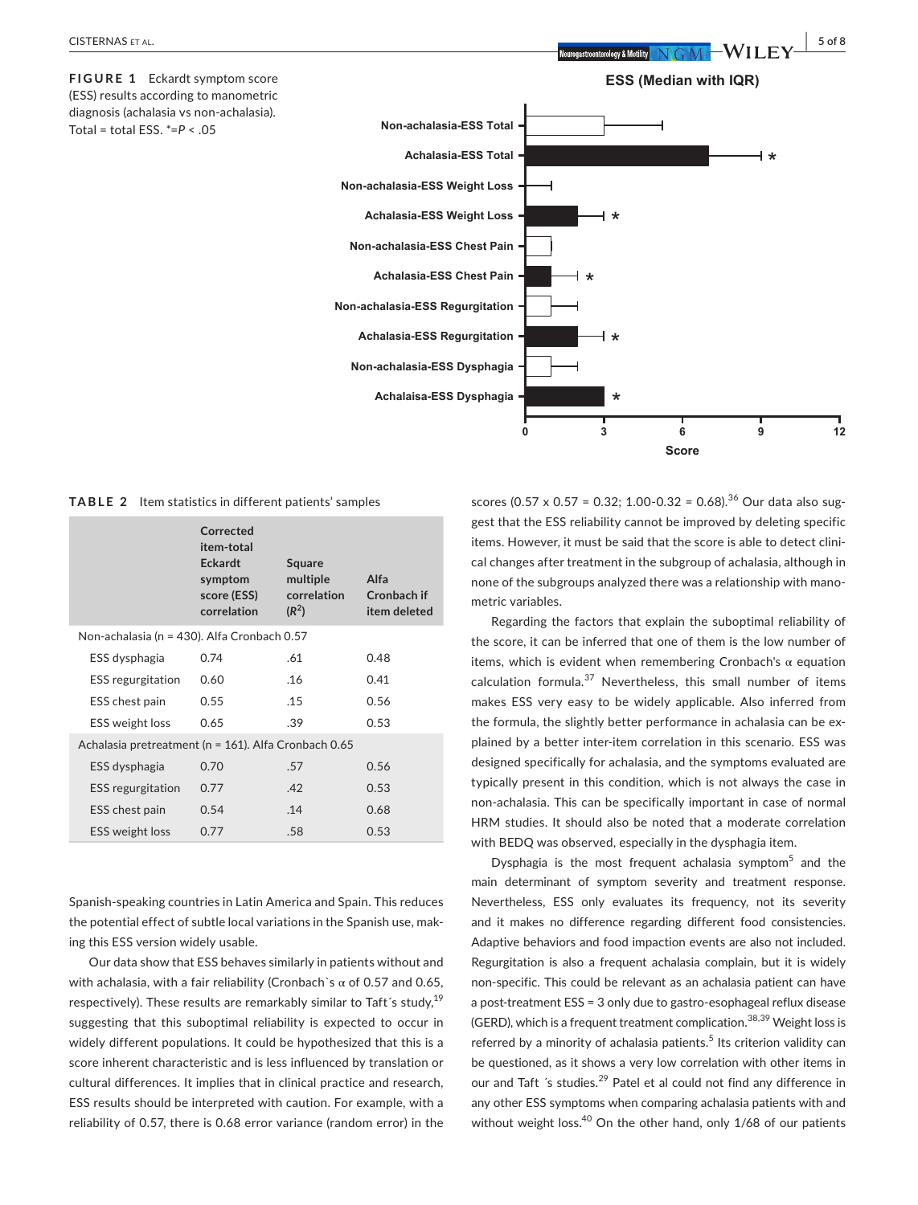**FIGURE 1** Eckardt symptom score (ESS) results according to manometric diagnosis (achalasia vs non-achalasia). Total = total ESS. *=$P < .05$

**TABLE 2** Item statistics in different patients' samples

| | Corrected item-total Eckardt symptom score (ESS) correlation | Square multiple correlation ($R^2$) | Alfa Cronbach if item deleted |
|---|---|---|---|
| Non-achalasia (n = 430). Alfa Cronbach 0.57 | | | |
| ESS dysphagia | 0.74 | .61 | 0.48 |
| ESS regurgitation | 0.60 | .16 | 0.41 |
| ESS chest pain | 0.55 | .15 | 0.56 |
| ESS weight loss | 0.65 | .39 | 0.53 |
| Achalasia pretreatment (n = 161). Alfa Cronbach 0.65 | | | |
| ESS dysphagia | 0.70 | .57 | 0.56 |
| ESS regurgitation | 0.77 | .42 | 0.53 |
| ESS chest pain | 0.54 | .14 | 0.68 |
| ESS weight loss | 0.77 | .58 | 0.53 |

Spanish-speaking countries in Latin America and Spain. This reduces the potential effect of subtle local variations in the Spanish use, making this ESS version widely usable.

Our data show that ESS behaves similarly in patients without and with achalasia, with a fair reliability (Cronbach`s α of 0.57 and 0.65, respectively). These results are remarkably similar to Taft´s study,[19] suggesting that this suboptimal reliability is expected to occur in widely different populations. It could be hypothesized that this is a score inherent characteristic and is less influenced by translation or cultural differences. It implies that in clinical practice and research, ESS results should be interpreted with caution. For example, with a reliability of 0.57, there is 0.68 error variance (random error) in the scores (0.57 x 0.57 = 0.32; 1.00-0.32 = 0.68).[36] Our data also suggest that the ESS reliability cannot be improved by deleting specific items. However, it must be said that the score is able to detect clinical changes after treatment in the subgroup of achalasia, although in none of the subgroups analyzed there was a relationship with manometric variables.

Regarding the factors that explain the suboptimal reliability of the score, it can be inferred that one of them is the low number of items, which is evident when remembering Cronbach's α equation calculation formula.[37] Nevertheless, this small number of items makes ESS very easy to be widely applicable. Also inferred from the formula, the slightly better performance in achalasia can be explained by a better inter-item correlation in this scenario. ESS was designed specifically for achalasia, and the symptoms evaluated are typically present in this condition, which is not always the case in non-achalasia. This can be specifically important in case of normal HRM studies. It should also be noted that a moderate correlation with BEDQ was observed, especially in the dysphagia item.

Dysphagia is the most frequent achalasia symptom[5] and the main determinant of symptom severity and treatment response. Nevertheless, ESS only evaluates its frequency, not its severity and it makes no difference regarding different food consistencies. Adaptive behaviors and food impaction events are also not included. Regurgitation is also a frequent achalasia complain, but it is widely non-specific. This could be relevant as an achalasia patient can have a post-treatment ESS = 3 only due to gastro-esophageal reflux disease (GERD), which is a frequent treatment complication.[38,39] Weight loss is referred by a minority of achalasia patients.[5] Its criterion validity can be questioned, as it shows a very low correlation with other items in our and Taft ´s studies.[29] Patel et al could not find any difference in any other ESS symptoms when comparing achalasia patients with and without weight loss.[40] On the other hand, only 1/68 of our patients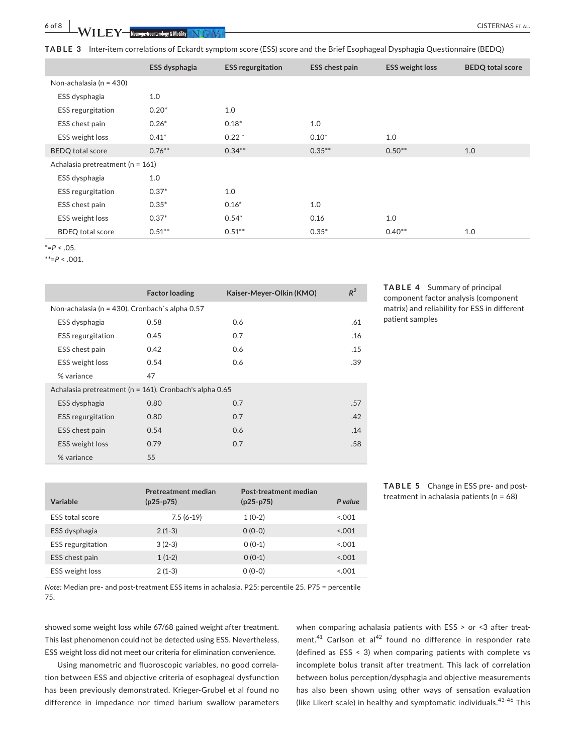**TABLE 3** Inter-item correlations of Eckardt symptom score (ESS) score and the Brief Esophageal Dysphagia Questionnaire (BEDQ)

| | ESS dysphagia | ESS regurgitation | ESS chest pain | ESS weight loss | BEDQ total score |
|---|---|---|---|---|---|
| Non-achalasia (n = 430) | | | | | |
| ESS dysphagia | 1.0 | | | | |
| ESS regurgitation | 0.20* | 1.0 | | | |
| ESS chest pain | 0.26* | 0.18* | 1.0 | | |
| ESS weight loss | 0.41* | 0.22 * | 0.10* | 1.0 | |
| BEDQ total score | 0.76** | 0.34** | 0.35** | 0.50** | 1.0 |
| Achalasia pretreatment (n = 161) | | | | | |
| ESS dysphagia | 1.0 | | | | |
| ESS regurgitation | 0.37* | 1.0 | | | |
| ESS chest pain | 0.35* | 0.16* | 1.0 | | |
| ESS weight loss | 0.37* | 0.54* | 0.16 | 1.0 | |
| BDEQ total score | 0.51** | 0.51** | 0.35* | 0.40** | 1.0 |

*=$P < .05$.
**=$P < .001$.

**TABLE 4** Summary of principal component factor analysis (component matrix) and reliability for ESS in different patient samples

| | Factor loading | Kaiser-Meyer-Olkin (KMO) | $R^2$ |
|---|---|---|---|
| Non-achalasia (n = 430). Cronbach`s alpha 0.57 | | | |
| ESS dysphagia | 0.58 | 0.6 | .61 |
| ESS regurgitation | 0.45 | 0.7 | .16 |
| ESS chest pain | 0.42 | 0.6 | .15 |
| ESS weight loss | 0.54 | 0.6 | .39 |
| % variance | 47 | | |
| Achalasia pretreatment (n = 161). Cronbach's alpha 0.65 | | | |
| ESS dysphagia | 0.80 | 0.7 | .57 |
| ESS regurgitation | 0.80 | 0.7 | .42 |
| ESS chest pain | 0.54 | 0.6 | .14 |
| ESS weight loss | 0.79 | 0.7 | .58 |
| % variance | 55 | | |

**TABLE 5** Change in ESS pre- and post-treatment in achalasia patients (n = 68)

| Variable | Pretreatment median (p25-p75) | Post-treatment median (p25-p75) | *P value* |
|---|---|---|---|
| ESS total score | 7.5 (6-19) | 1 (0-2) | <.001 |
| ESS dysphagia | 2 (1-3) | 0 (0-0) | <.001 |
| ESS regurgitation | 3 (2-3) | 0 (0-1) | <.001 |
| ESS chest pain | 1 (1-2) | 0 (0-1) | <.001 |
| ESS weight loss | 2 (1-3) | 0 (0-0) | <.001 |

*Note:* Median pre- and post-treatment ESS items in achalasia. P25: percentile 25. P75 = percentile 75.

showed some weight loss while 67/68 gained weight after treatment. This last phenomenon could not be detected using ESS. Nevertheless, ESS weight loss did not meet our criteria for elimination convenience.

Using manometric and fluoroscopic variables, no good correlation between ESS and objective criteria of esophageal dysfunction has been previously demonstrated. Krieger-Grubel et al found no difference in impedance nor timed barium swallow parameters when comparing achalasia patients with ESS > or <3 after treatment.[41] Carlson et al[42] found no difference in responder rate (defined as ESS < 3) when comparing patients with complete vs incomplete bolus transit after treatment. This lack of correlation between bolus perception/dysphagia and objective measurements has also been shown using other ways of sensation evaluation (like Likert scale) in healthy and symptomatic individuals.[43-46] This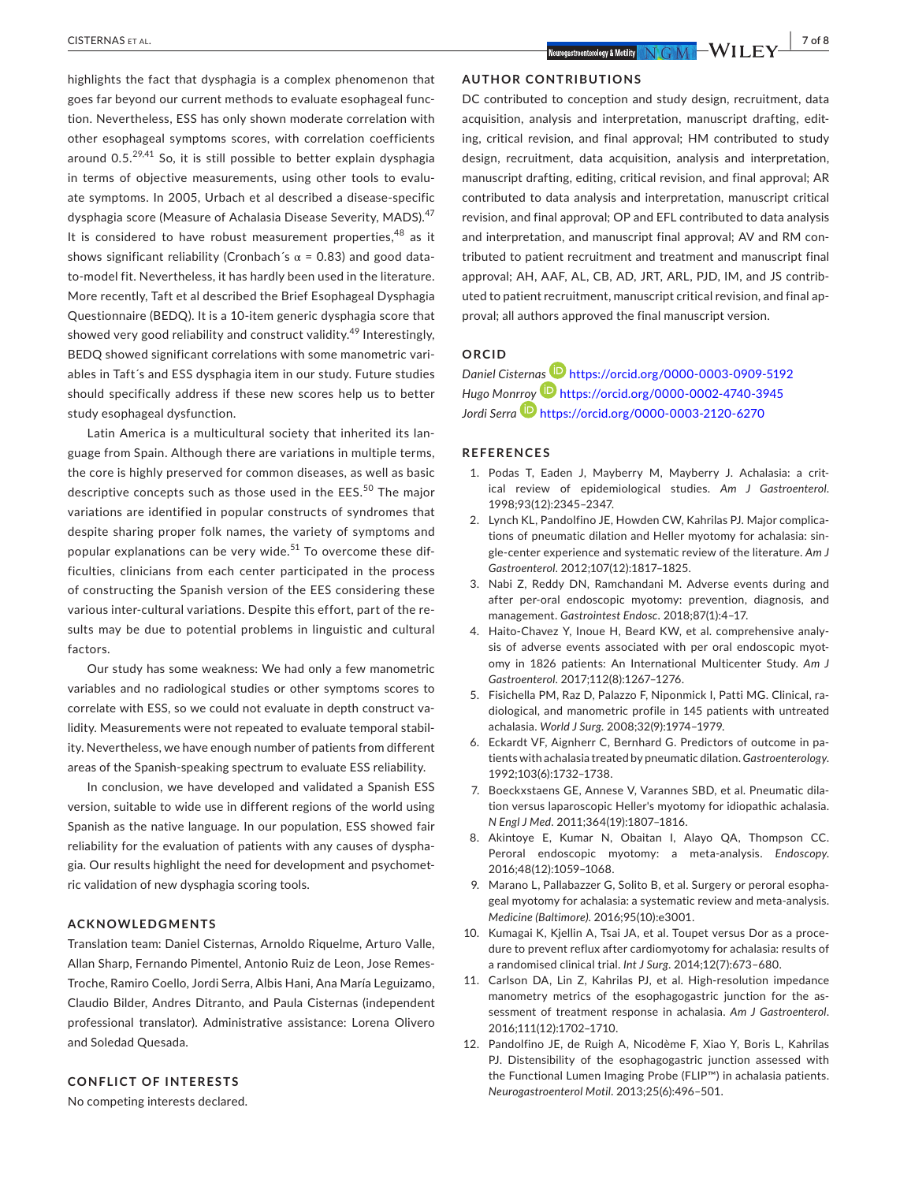highlights the fact that dysphagia is a complex phenomenon that goes far beyond our current methods to evaluate esophageal function. Nevertheless, ESS has only shown moderate correlation with other esophageal symptoms scores, with correlation coefficients around 0.5.[29,41] So, it is still possible to better explain dysphagia in terms of objective measurements, using other tools to evaluate symptoms. In 2005, Urbach et al described a disease-specific dysphagia score (Measure of Achalasia Disease Severity, MADS).[47] It is considered to have robust measurement properties,[48] as it shows significant reliability (Cronbach´s $\alpha$ = 0.83) and good data-to-model fit. Nevertheless, it has hardly been used in the literature. More recently, Taft et al described the Brief Esophageal Dysphagia Questionnaire (BEDQ). It is a 10-item generic dysphagia score that showed very good reliability and construct validity.[49] Interestingly, BEDQ showed significant correlations with some manometric variables in Taft´s and ESS dysphagia item in our study. Future studies should specifically address if these new scores help us to better study esophageal dysfunction.

Latin America is a multicultural society that inherited its language from Spain. Although there are variations in multiple terms, the core is highly preserved for common diseases, as well as basic descriptive concepts such as those used in the EES.[50] The major variations are identified in popular constructs of syndromes that despite sharing proper folk names, the variety of symptoms and popular explanations can be very wide.[51] To overcome these difficulties, clinicians from each center participated in the process of constructing the Spanish version of the EES considering these various inter-cultural variations. Despite this effort, part of the results may be due to potential problems in linguistic and cultural factors.

Our study has some weakness: We had only a few manometric variables and no radiological studies or other symptoms scores to correlate with ESS, so we could not evaluate in depth construct validity. Measurements were not repeated to evaluate temporal stability. Nevertheless, we have enough number of patients from different areas of the Spanish-speaking spectrum to evaluate ESS reliability.

In conclusion, we have developed and validated a Spanish ESS version, suitable to wide use in different regions of the world using Spanish as the native language. In our population, ESS showed fair reliability for the evaluation of patients with any causes of dysphagia. Our results highlight the need for development and psychometric validation of new dysphagia scoring tools.

## ACKNOWLEDGMENTS

Translation team: Daniel Cisternas, Arnoldo Riquelme, Arturo Valle, Allan Sharp, Fernando Pimentel, Antonio Ruiz de Leon, Jose Remes-Troche, Ramiro Coello, Jordi Serra, Albis Hani, Ana María Leguizamo, Claudio Bilder, Andres Ditranto, and Paula Cisternas (independent professional translator). Administrative assistance: Lorena Olivero and Soledad Quesada.

## CONFLICT OF INTERESTS

No competing interests declared.

## AUTHOR CONTRIBUTIONS

DC contributed to conception and study design, recruitment, data acquisition, analysis and interpretation, manuscript drafting, editing, critical revision, and final approval; HM contributed to study design, recruitment, data acquisition, analysis and interpretation, manuscript drafting, editing, critical revision, and final approval; AR contributed to data analysis and interpretation, manuscript critical revision, and final approval; OP and EFL contributed to data analysis and interpretation, and manuscript final approval; AV and RM contributed to patient recruitment and treatment and manuscript final approval; AH, AAF, AL, CB, AD, JRT, ARL, PJD, IM, and JS contributed to patient recruitment, manuscript critical revision, and final approval; all authors approved the final manuscript version.

## ORCID

*Daniel Cisternas* https://orcid.org/0000-0003-0909-5192
*Hugo Monrroy* https://orcid.org/0000-0002-4740-3945
*Jordi Serra* https://orcid.org/0000-0003-2120-6270

## REFERENCES

1. Podas T, Eaden J, Mayberry M, Mayberry J. Achalasia: a critical review of epidemiological studies. *Am J Gastroenterol*. 1998;93(12):2345–2347.
2. Lynch KL, Pandolfino JE, Howden CW, Kahrilas PJ. Major complications of pneumatic dilation and Heller myotomy for achalasia: single-center experience and systematic review of the literature. *Am J Gastroenterol*. 2012;107(12):1817–1825.
3. Nabi Z, Reddy DN, Ramchandani M. Adverse events during and after per-oral endoscopic myotomy: prevention, diagnosis, and management. *Gastrointest Endosc*. 2018;87(1):4–17.
4. Haito-Chavez Y, Inoue H, Beard KW, et al. comprehensive analysis of adverse events associated with per oral endoscopic myotomy in 1826 patients: An International Multicenter Study. *Am J Gastroenterol*. 2017;112(8):1267–1276.
5. Fisichella PM, Raz D, Palazzo F, Niponmick I, Patti MG. Clinical, radiological, and manometric profile in 145 patients with untreated achalasia. *World J Surg*. 2008;32(9):1974–1979.
6. Eckardt VF, Aignherr C, Bernhard G. Predictors of outcome in patients with achalasia treated by pneumatic dilation. *Gastroenterology*. 1992;103(6):1732–1738.
7. Boeckxstaens GE, Annese V, Varannes SBD, et al. Pneumatic dilation versus laparoscopic Heller's myotomy for idiopathic achalasia. *N Engl J Med*. 2011;364(19):1807–1816.
8. Akintoye E, Kumar N, Obaitan I, Alayo QA, Thompson CC. Peroral endoscopic myotomy: a meta-analysis. *Endoscopy*. 2016;48(12):1059–1068.
9. Marano L, Pallabazzer G, Solito B, et al. Surgery or peroral esophageal myotomy for achalasia: a systematic review and meta-analysis. *Medicine (Baltimore)*. 2016;95(10):e3001.
10. Kumagai K, Kjellin A, Tsai JA, et al. Toupet versus Dor as a procedure to prevent reflux after cardiomyotomy for achalasia: results of a randomised clinical trial. *Int J Surg*. 2014;12(7):673–680.
11. Carlson DA, Lin Z, Kahrilas PJ, et al. High-resolution impedance manometry metrics of the esophagogastric junction for the assessment of treatment response in achalasia. *Am J Gastroenterol*. 2016;111(12):1702–1710.
12. Pandolfino JE, de Ruigh A, Nicodème F, Xiao Y, Boris L, Kahrilas PJ. Distensibility of the esophagogastric junction assessed with the Functional Lumen Imaging Probe (FLIP™) in achalasia patients. *Neurogastroenterol Motil*. 2013;25(6):496–501.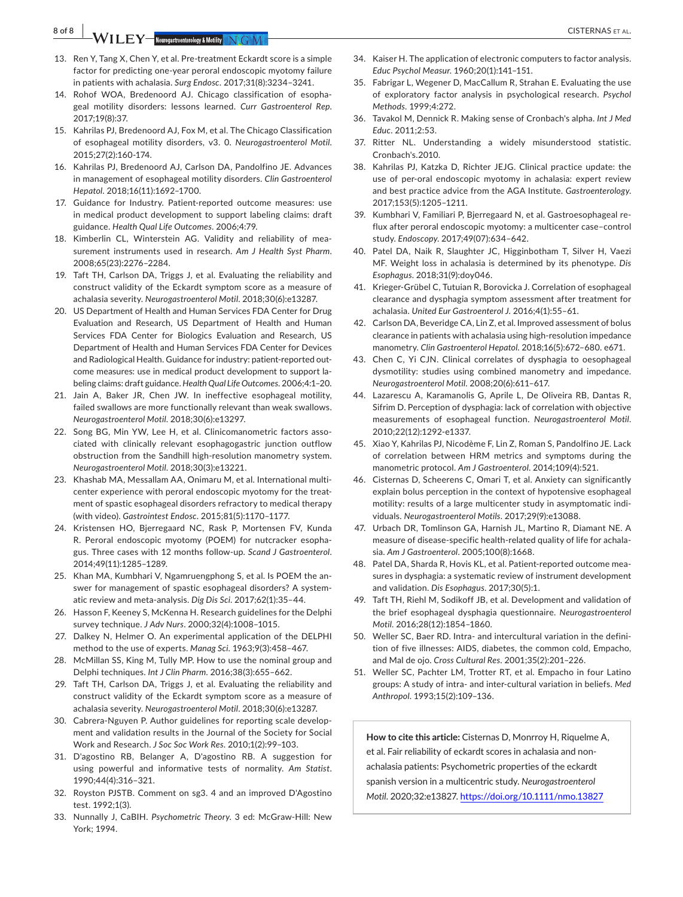13. Ren Y, Tang X, Chen Y, et al. Pre-treatment Eckardt score is a simple factor for predicting one-year peroral endoscopic myotomy failure in patients with achalasia. *Surg Endosc*. 2017;31(8):3234–3241.
14. Rohof WOA, Bredenoord AJ. Chicago classification of esophageal motility disorders: lessons learned. *Curr Gastroenterol Rep*. 2017;19(8):37.
15. Kahrilas PJ, Bredenoord AJ, Fox M, et al. The Chicago Classification of esophageal motility disorders, v3. 0. *Neurogastroenterol Motil*. 2015;27(2):160-174.
16. Kahrilas PJ, Bredenoord AJ, Carlson DA, Pandolfino JE. Advances in management of esophageal motility disorders. *Clin Gastroenterol Hepatol*. 2018;16(11):1692–1700.
17. Guidance for Industry. Patient-reported outcome measures: use in medical product development to support labeling claims: draft guidance. *Health Qual Life Outcomes*. 2006;4:79.
18. Kimberlin CL, Winterstein AG. Validity and reliability of measurement instruments used in research. *Am J Health Syst Pharm*. 2008;65(23):2276–2284.
19. Taft TH, Carlson DA, Triggs J, et al. Evaluating the reliability and construct validity of the Eckardt symptom score as a measure of achalasia severity. *Neurogastroenterol Motil*. 2018;30(6):e13287.
20. US Department of Health and Human Services FDA Center for Drug Evaluation and Research, US Department of Health and Human Services FDA Center for Biologics Evaluation and Research, US Department of Health and Human Services FDA Center for Devices and Radiological Health. Guidance for industry: patient-reported outcome measures: use in medical product development to support labeling claims: draft guidance. *Health Qual Life Outcomes*. 2006;4:1–20.
21. Jain A, Baker JR, Chen JW. In ineffective esophageal motility, failed swallows are more functionally relevant than weak swallows. *Neurogastroenterol Motil*. 2018;30(6):e13297.
22. Song BG, Min YW, Lee H, et al. Clinicomanometric factors associated with clinically relevant esophagogastric junction outflow obstruction from the Sandhill high-resolution manometry system. *Neurogastroenterol Motil*. 2018;30(3):e13221.
23. Khashab MA, Messallam AA, Onimaru M, et al. International multicenter experience with peroral endoscopic myotomy for the treatment of spastic esophageal disorders refractory to medical therapy (with video). *Gastrointest Endosc*. 2015;81(5):1170–1177.
24. Kristensen HO, Bjerregaard NC, Rask P, Mortensen FV, Kunda R. Peroral endoscopic myotomy (POEM) for nutcracker esophagus. Three cases with 12 months follow-up. *Scand J Gastroenterol*. 2014;49(11):1285–1289.
25. Khan MA, Kumbhari V, Ngamruengphong S, et al. Is POEM the answer for management of spastic esophageal disorders? A systematic review and meta-analysis. *Dig Dis Sci*. 2017;62(1):35–44.
26. Hasson F, Keeney S, McKenna H. Research guidelines for the Delphi survey technique. *J Adv Nurs*. 2000;32(4):1008–1015.
27. Dalkey N, Helmer O. An experimental application of the DELPHI method to the use of experts. *Manag Sci*. 1963;9(3):458–467.
28. McMillan SS, King M, Tully MP. How to use the nominal group and Delphi techniques. *Int J Clin Pharm*. 2016;38(3):655–662.
29. Taft TH, Carlson DA, Triggs J, et al. Evaluating the reliability and construct validity of the Eckardt symptom score as a measure of achalasia severity. *Neurogastroenterol Motil*. 2018;30(6):e13287.
30. Cabrera-Nguyen P. Author guidelines for reporting scale development and validation results in the Journal of the Society for Social Work and Research. *J Soc Soc Work Res*. 2010;1(2):99–103.
31. D'agostino RB, Belanger A, D'agostino RB. A suggestion for using powerful and informative tests of normality. *Am Statist*. 1990;44(4):316–321.
32. Royston PJSTB. Comment on sg3. 4 and an improved D'Agostino test. 1992;1(3).
33. Nunnally J, CaBIH. *Psychometric Theory*. 3 ed: McGraw-Hill: New York; 1994.
34. Kaiser H. The application of electronic computers to factor analysis. *Educ Psychol Measur*. 1960;20(1):141–151.
35. Fabrigar L, Wegener D, MacCallum R, Strahan E. Evaluating the use of exploratory factor analysis in psychological research. *Psychol Methods*. 1999;4:272.
36. Tavakol M, Dennick R. Making sense of Cronbach's alpha. *Int J Med Educ*. 2011;2:53.
37. Ritter NL. Understanding a widely misunderstood statistic. Cronbach's.2010.
38. Kahrilas PJ, Katzka D, Richter JEJG. Clinical practice update: the use of per-oral endoscopic myotomy in achalasia: expert review and best practice advice from the AGA Institute. *Gastroenterology*. 2017;153(5):1205–1211.
39. Kumbhari V, Familiari P, Bjerregaard N, et al. Gastroesophageal reflux after peroral endoscopic myotomy: a multicenter case–control study. *Endoscopy*. 2017;49(07):634–642.
40. Patel DA, Naik R, Slaughter JC, Higginbotham T, Silver H, Vaezi MF. Weight loss in achalasia is determined by its phenotype. *Dis Esophagus*. 2018;31(9):doy046.
41. Krieger-Grübel C, Tutuian R, Borovicka J. Correlation of esophageal clearance and dysphagia symptom assessment after treatment for achalasia. *United Eur Gastroenterol J*. 2016;4(1):55–61.
42. Carlson DA, Beveridge CA, Lin Z, et al. Improved assessment of bolus clearance in patients with achalasia using high-resolution impedance manometry. *Clin Gastroenterol Hepatol*. 2018;16(5):672–680. e671.
43. Chen C, Yi CJN. Clinical correlates of dysphagia to oesophageal dysmotility: studies using combined manometry and impedance. *Neurogastroenterol Motil*. 2008;20(6):611–617.
44. Lazarescu A, Karamanolis G, Aprile L, De Oliveira RB, Dantas R, Sifrim D. Perception of dysphagia: lack of correlation with objective measurements of esophageal function. *Neurogastroenterol Motil*. 2010;22(12):1292-e1337.
45. Xiao Y, Kahrilas PJ, Nicodème F, Lin Z, Roman S, Pandolfino JE. Lack of correlation between HRM metrics and symptoms during the manometric protocol. *Am J Gastroenterol*. 2014;109(4):521.
46. Cisternas D, Scheerens C, Omari T, et al. Anxiety can significantly explain bolus perception in the context of hypotensive esophageal motility: results of a large multicenter study in asymptomatic individuals. *Neurogastroenterol Motils*. 2017;29(9):e13088.
47. Urbach DR, Tomlinson GA, Harnish JL, Martino R, Diamant NE. A measure of disease-specific health-related quality of life for achalasia. *Am J Gastroenterol*. 2005;100(8):1668.
48. Patel DA, Sharda R, Hovis KL, et al. Patient-reported outcome measures in dysphagia: a systematic review of instrument development and validation. *Dis Esophagus*. 2017;30(5):1.
49. Taft TH, Riehl M, Sodikoff JB, et al. Development and validation of the brief esophageal dysphagia questionnaire. *Neurogastroenterol Motil*. 2016;28(12):1854–1860.
50. Weller SC, Baer RD. Intra- and intercultural variation in the definition of five illnesses: AIDS, diabetes, the common cold, Empacho, and Mal de ojo. *Cross Cultural Res*. 2001;35(2):201–226.
51. Weller SC, Pachter LM, Trotter RT, et al. Empacho in four Latino groups: A study of intra- and inter-cultural variation in beliefs. *Med Anthropol*. 1993;15(2):109–136.

**How to cite this article:** Cisternas D, Monrroy H, Riquelme A, et al. Fair reliability of eckardt scores in achalasia and non-achalasia patients: Psychometric properties of the eckardt spanish version in a multicentric study. *Neurogastroenterol Motil*. 2020;32:e13827. https://doi.org/10.1111/nmo.13827